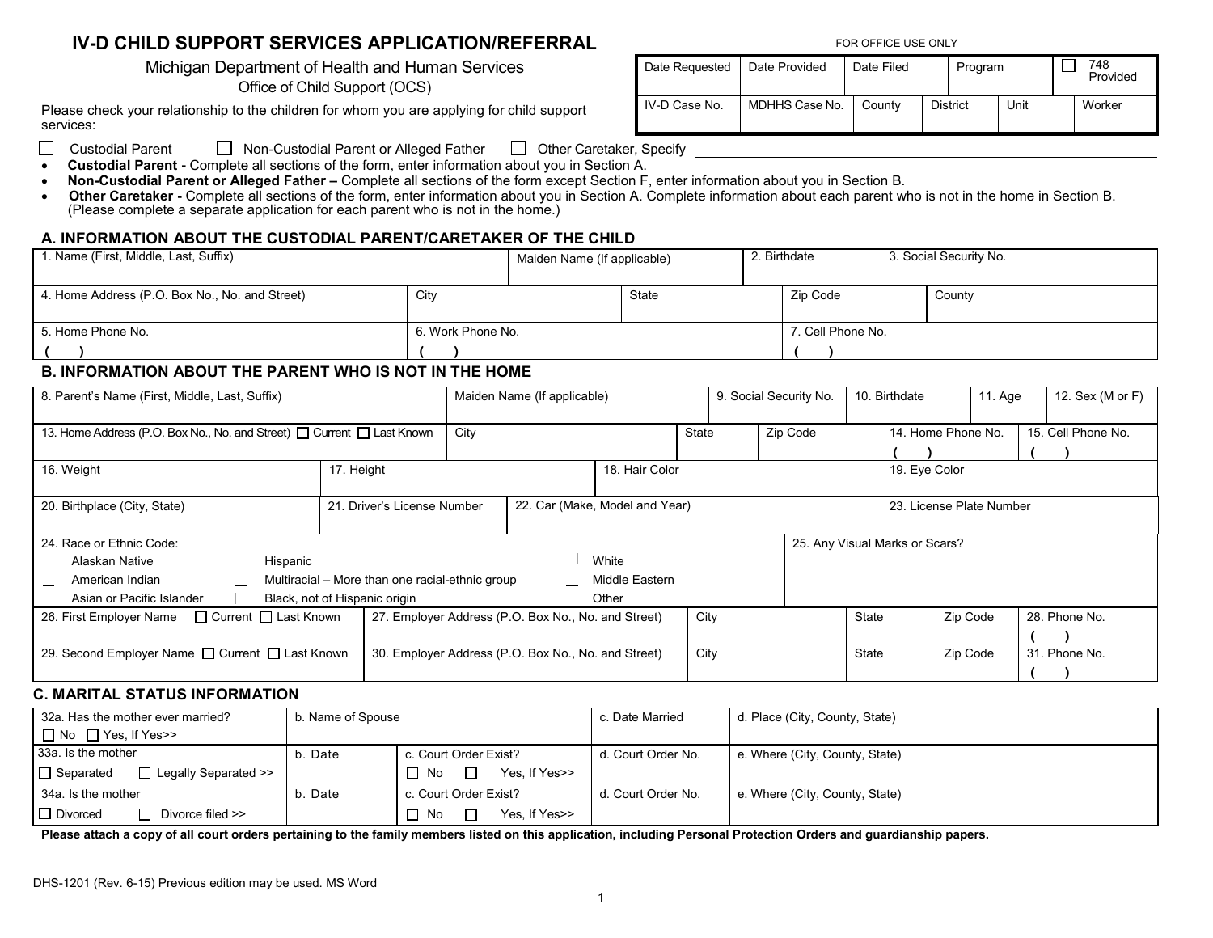# IV-D CHILD SUPPORT SERVICES APPLICATION/REFERRAL

Michigan Department of Health and Human Services
Office of Child Support (OCS)

FOR OFFICE USE ONLY

| Date Requested | Date Provided | Date Filed | Program | | ☐ 748 Provided |
|---|---|---|---|---|---|
| IV-D Case No. | MDHHS Case No. | County | District | Unit | Worker |

Please check your relationship to the children for whom you are applying for child support services:

☐ Custodial Parent ☐ Non-Custodial Parent or Alleged Father ☐ Other Caretaker, Specify ______________________

- **Custodial Parent -** Complete all sections of the form, enter information about you in Section A.
- **Non-Custodial Parent or Alleged Father –** Complete all sections of the form except Section F, enter information about you in Section B.
- **Other Caretaker -** Complete all sections of the form, enter information about you in Section A. Complete information about each parent who is not in the home in Section B. (Please complete a separate application for each parent who is not in the home.)

## A. INFORMATION ABOUT THE CUSTODIAL PARENT/CARETAKER OF THE CHILD

| 1. Name (First, Middle, Last, Suffix) | Maiden Name (If applicable) | 2. Birthdate | 3. Social Security No. | |
|---|---|---|---|---|
| 4. Home Address (P.O. Box No., No. and Street) | City | State | Zip Code | County |
| 5. Home Phone No. ( ) | 6. Work Phone No. ( ) | | 7. Cell Phone No. ( ) | |

## B. INFORMATION ABOUT THE PARENT WHO IS NOT IN THE HOME

| 8. Parent's Name (First, Middle, Last, Suffix) | Maiden Name (If applicable) | 9. Social Security No. | 10. Birthdate | 11. Age | 12. Sex (M or F) |
|---|---|---|---|---|---|
| 13. Home Address (P.O. Box No., No. and Street) ☐ Current ☐ Last Known | City | State | Zip Code | 14. Home Phone No. ( ) | 15. Cell Phone No. ( ) |
| 16. Weight | 17. Height | 18. Hair Color | | 19. Eye Color | |
| 20. Birthplace (City, State) | 21. Driver's License Number | 22. Car (Make, Model and Year) | | 23. License Plate Number | |

24. Race or Ethnic Code:

| | | |
|---|---|---|
| Alaskan Native | Hispanic | White |
| American Indian | Multiracial – More than one racial-ethnic group | Middle Eastern |
| Asian or Pacific Islander | Black, not of Hispanic origin | Other |

25. Any Visual Marks or Scars?

| 26. First Employer Name ☐ Current ☐ Last Known | 27. Employer Address (P.O. Box No., No. and Street) | City | State | Zip Code | 28. Phone No. ( ) |
|---|---|---|---|---|---|
| 29. Second Employer Name ☐ Current ☐ Last Known | 30. Employer Address (P.O. Box No., No. and Street) | City | State | Zip Code | 31. Phone No. ( ) |

## C. MARITAL STATUS INFORMATION

| 32a. Has the mother ever married? ☐ No ☐ Yes, If Yes>> | b. Name of Spouse | | c. Date Married | d. Place (City, County, State) |
|---|---|---|---|---|
| 33a. Is the mother ☐ Separated ☐ Legally Separated >> | b. Date | c. Court Order Exist? ☐ No ☐ Yes, If Yes>> | d. Court Order No. | e. Where (City, County, State) |
| 34a. Is the mother ☐ Divorced ☐ Divorce filed >> | b. Date | c. Court Order Exist? ☐ No ☐ Yes, If Yes>> | d. Court Order No. | e. Where (City, County, State) |

**Please attach a copy of all court orders pertaining to the family members listed on this application, including Personal Protection Orders and guardianship papers.**

DHS-1201 (Rev. 6-15) Previous edition may be used. MS Word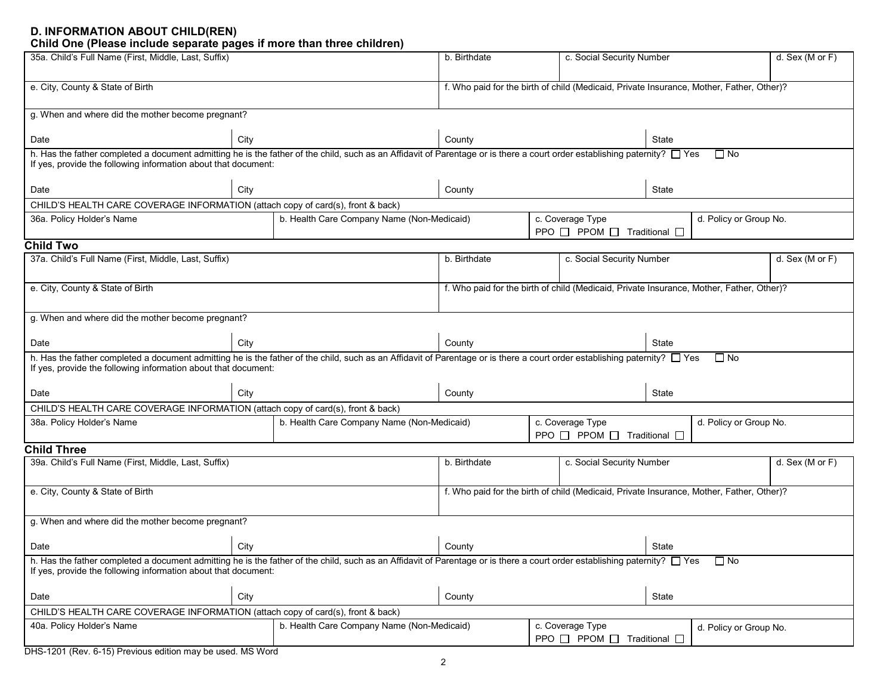## D. INFORMATION ABOUT CHILD(REN)

### Child One (Please include separate pages if more than three children)

| 35a. Child's Full Name (First, Middle, Last, Suffix) | b. Birthdate | c. Social Security Number | d. Sex (M or F) |
|---|---|---|---|
| | | | |

| e. City, County & State of Birth | f. Who paid for the birth of child (Medicaid, Private Insurance, Mother, Father, Other)? |
|---|---|
| | |

g. When and where did the mother become pregnant?

| Date | City | County | State |
|---|---|---|---|
| | | | |

h. Has the father completed a document admitting he is the father of the child, such as an Affidavit of Parentage or is there a court order establishing paternity? ☐ Yes ☐ No
If yes, provide the following information about that document:

| Date | City | County | State |
|---|---|---|---|
| | | | |

CHILD'S HEALTH CARE COVERAGE INFORMATION (attach copy of card(s), front & back)

| 36a. Policy Holder's Name | b. Health Care Company Name (Non-Medicaid) | c. Coverage Type PPO ☐ PPOM ☐ Traditional ☐ | d. Policy or Group No. |
|---|---|---|---|
| | | | |

### Child Two

| 37a. Child's Full Name (First, Middle, Last, Suffix) | b. Birthdate | c. Social Security Number | d. Sex (M or F) |
|---|---|---|---|
| | | | |

| e. City, County & State of Birth | f. Who paid for the birth of child (Medicaid, Private Insurance, Mother, Father, Other)? |
|---|---|
| | |

g. When and where did the mother become pregnant?

| Date | City | County | State |
|---|---|---|---|
| | | | |

h. Has the father completed a document admitting he is the father of the child, such as an Affidavit of Parentage or is there a court order establishing paternity? ☐ Yes ☐ No
If yes, provide the following information about that document:

| Date | City | County | State |
|---|---|---|---|
| | | | |

CHILD'S HEALTH CARE COVERAGE INFORMATION (attach copy of card(s), front & back)

| 38a. Policy Holder's Name | b. Health Care Company Name (Non-Medicaid) | c. Coverage Type PPO ☐ PPOM ☐ Traditional ☐ | d. Policy or Group No. |
|---|---|---|---|
| | | | |

### Child Three

| 39a. Child's Full Name (First, Middle, Last, Suffix) | b. Birthdate | c. Social Security Number | d. Sex (M or F) |
|---|---|---|---|
| | | | |

| e. City, County & State of Birth | f. Who paid for the birth of child (Medicaid, Private Insurance, Mother, Father, Other)? |
|---|---|
| | |

g. When and where did the mother become pregnant?

| Date | City | County | State |
|---|---|---|---|
| | | | |

h. Has the father completed a document admitting he is the father of the child, such as an Affidavit of Parentage or is there a court order establishing paternity? ☐ Yes ☐ No
If yes, provide the following information about that document:

| Date | City | County | State |
|---|---|---|---|
| | | | |

CHILD'S HEALTH CARE COVERAGE INFORMATION (attach copy of card(s), front & back)

| 40a. Policy Holder's Name | b. Health Care Company Name (Non-Medicaid) | c. Coverage Type PPO ☐ PPOM ☐ Traditional ☐ | d. Policy or Group No. |
|---|---|---|---|
| | | | |

DHS-1201 (Rev. 6-15) Previous edition may be used. MS Word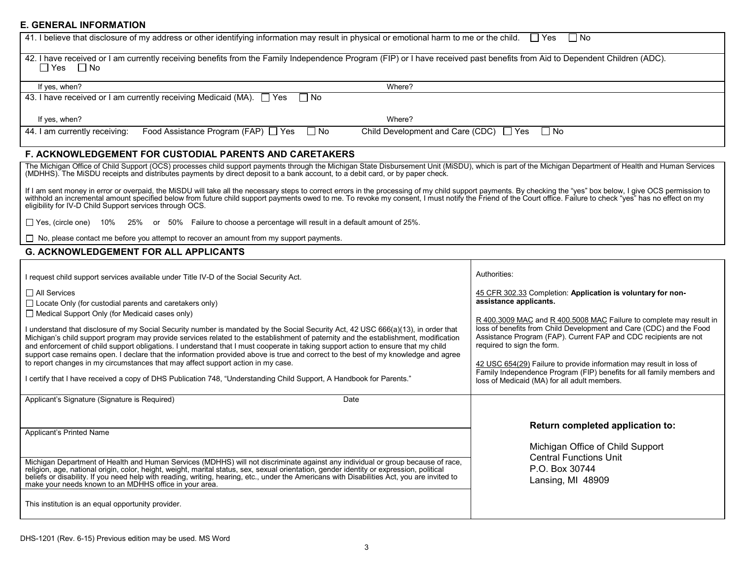## E. GENERAL INFORMATION

41. I believe that disclosure of my address or other identifying information may result in physical or emotional harm to me or the child. ☐ Yes ☐ No

42. I have received or I am currently receiving benefits from the Family Independence Program (FIP) or I have received past benefits from Aid to Dependent Children (ADC).
☐ Yes ☐ No

If yes, when? Where?

43. I have received or I am currently receiving Medicaid (MA). ☐ Yes ☐ No

If yes, when? Where?

44. I am currently receiving: Food Assistance Program (FAP) ☐ Yes ☐ No Child Development and Care (CDC) ☐ Yes ☐ No

## F. ACKNOWLEDGEMENT FOR CUSTODIAL PARENTS AND CARETAKERS

The Michigan Office of Child Support (OCS) processes child support payments through the Michigan State Disbursement Unit (MiSDU), which is part of the Michigan Department of Health and Human Services (MDHHS). The MiSDU receipts and distributes payments by direct deposit to a bank account, to a debit card, or by paper check.

If I am sent money in error or overpaid, the MiSDU will take all the necessary steps to correct errors in the processing of my child support payments. By checking the "yes" box below, I give OCS permission to withhold an incremental amount specified below from future child support payments owed to me. To revoke my consent, I must notify the Friend of the Court office. Failure to check "yes" has no effect on my eligibility for IV-D Child Support services through OCS.

☐ Yes, (circle one) 10% 25% or 50% Failure to choose a percentage will result in a default amount of 25%.

☐ No, please contact me before you attempt to recover an amount from my support payments.

## G. ACKNOWLEDGEMENT FOR ALL APPLICANTS

I request child support services available under Title IV-D of the Social Security Act.

☐ All Services
☐ Locate Only (for custodial parents and caretakers only)
☐ Medical Support Only (for Medicaid cases only)

I understand that disclosure of my Social Security number is mandated by the Social Security Act, 42 USC 666(a)(13), in order that Michigan's child support program may provide services related to the establishment of paternity and the establishment, modification and enforcement of child support obligations. I understand that I must cooperate in taking support action to ensure that my child support case remains open. I declare that the information provided above is true and correct to the best of my knowledge and agree to report changes in my circumstances that may affect support action in my case.

I certify that I have received a copy of DHS Publication 748, "Understanding Child Support, A Handbook for Parents."

Authorities:

45 CFR 302.33 Completion: **Application is voluntary for non-assistance applicants.**

R 400.3009 MAC and R 400.5008 MAC Failure to complete may result in loss of benefits from Child Development and Care (CDC) and the Food Assistance Program (FAP). Current FAP and CDC recipients are not required to sign the form.

42 USC 654(29) Failure to provide information may result in loss of Family Independence Program (FIP) benefits for all family members and loss of Medicaid (MA) for all adult members.

Applicant's Signature (Signature is Required) Date

Applicant's Printed Name

Michigan Department of Health and Human Services (MDHHS) will not discriminate against any individual or group because of race, religion, age, national origin, color, height, weight, marital status, sex, sexual orientation, gender identity or expression, political beliefs or disability. If you need help with reading, writing, hearing, etc., under the Americans with Disabilities Act, you are invited to make your needs known to an MDHHS office in your area.

This institution is an equal opportunity provider.

**Return completed application to:**

Michigan Office of Child Support
Central Functions Unit
P.O. Box 30744
Lansing, MI 48909

DHS-1201 (Rev. 6-15) Previous edition may be used. MS Word